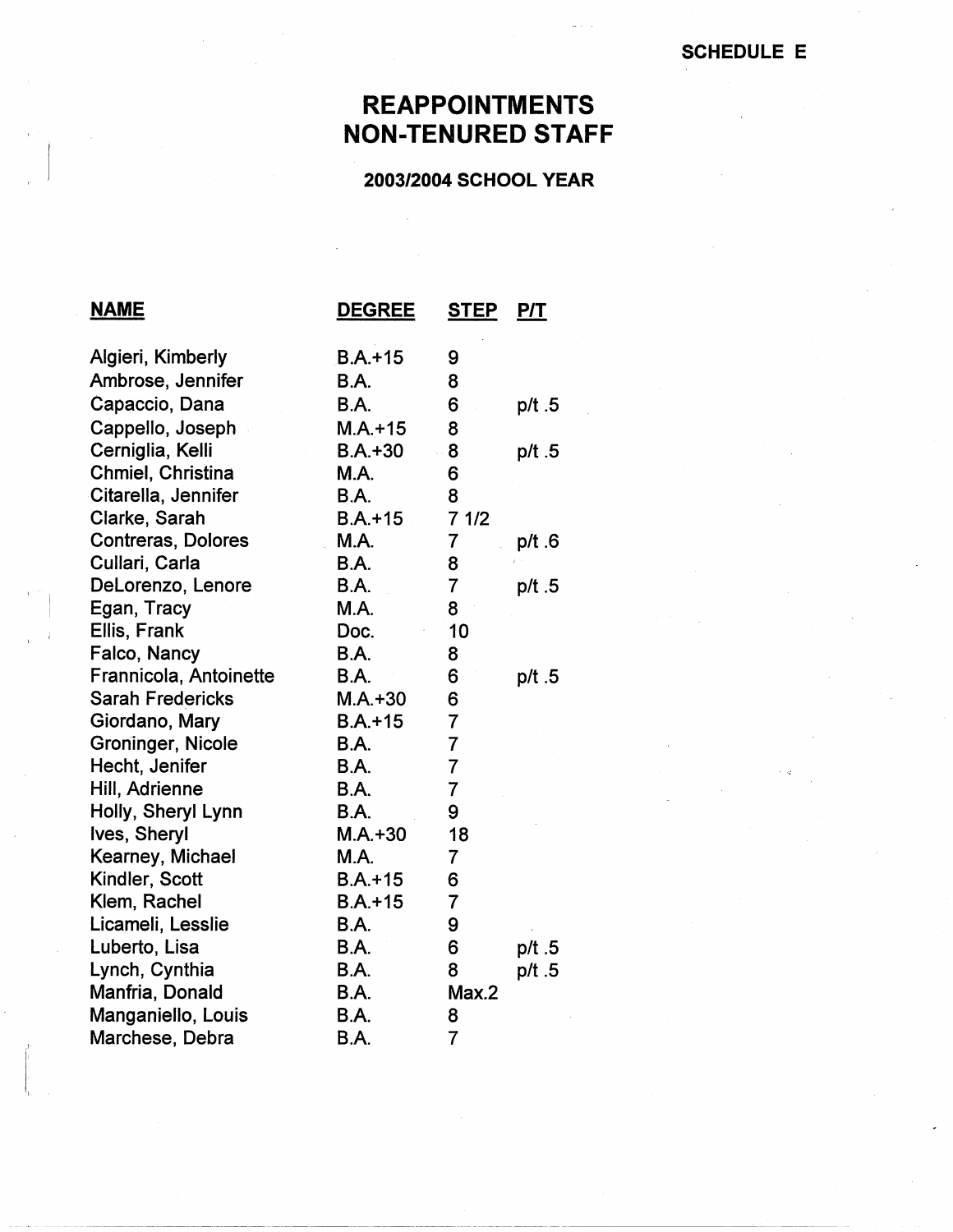SCHEDULE E

# REAPPOINTMENTS NON-TENURED STAFF

## 2003/2004 SCHOOL YEAR

| NAME | DEGREE | STEP | P/T |
|---|---|---|---|
| Algieri, Kimberly | B.A.+15 | 9 | |
| Ambrose, Jennifer | B.A. | 8 | |
| Capaccio, Dana | B.A. | 6 | p/t .5 |
| Cappello, Joseph | M.A.+15 | 8 | |
| Cerniglia, Kelli | B.A.+30 | 8 | p/t .5 |
| Chmiel, Christina | M.A. | 6 | |
| Citarella, Jennifer | B.A. | 8 | |
| Clarke, Sarah | B.A.+15 | 7 1/2 | |
| Contreras, Dolores | M.A. | 7 | p/t .6 |
| Cullari, Carla | B.A. | 8 | |
| DeLorenzo, Lenore | B.A. | 7 | p/t .5 |
| Egan, Tracy | M.A. | 8 | |
| Ellis, Frank | Doc. | 10 | |
| Falco, Nancy | B.A. | 8 | |
| Frannicola, Antoinette | B.A. | 6 | p/t .5 |
| Sarah Fredericks | M.A.+30 | 6 | |
| Giordano, Mary | B.A.+15 | 7 | |
| Groninger, Nicole | B.A. | 7 | |
| Hecht, Jenifer | B.A. | 7 | |
| Hill, Adrienne | B.A. | 7 | |
| Holly, Sheryl Lynn | B.A. | 9 | |
| Ives, Sheryl | M.A.+30 | 18 | |
| Kearney, Michael | M.A. | 7 | |
| Kindler, Scott | B.A.+15 | 6 | |
| Klem, Rachel | B.A.+15 | 7 | |
| Licameli, Lesslie | B.A. | 9 | |
| Luberto, Lisa | B.A. | 6 | p/t .5 |
| Lynch, Cynthia | B.A. | 8 | p/t .5 |
| Manfria, Donald | B.A. | Max.2 | |
| Manganiello, Louis | B.A. | 8 | |
| Marchese, Debra | B.A. | 7 | |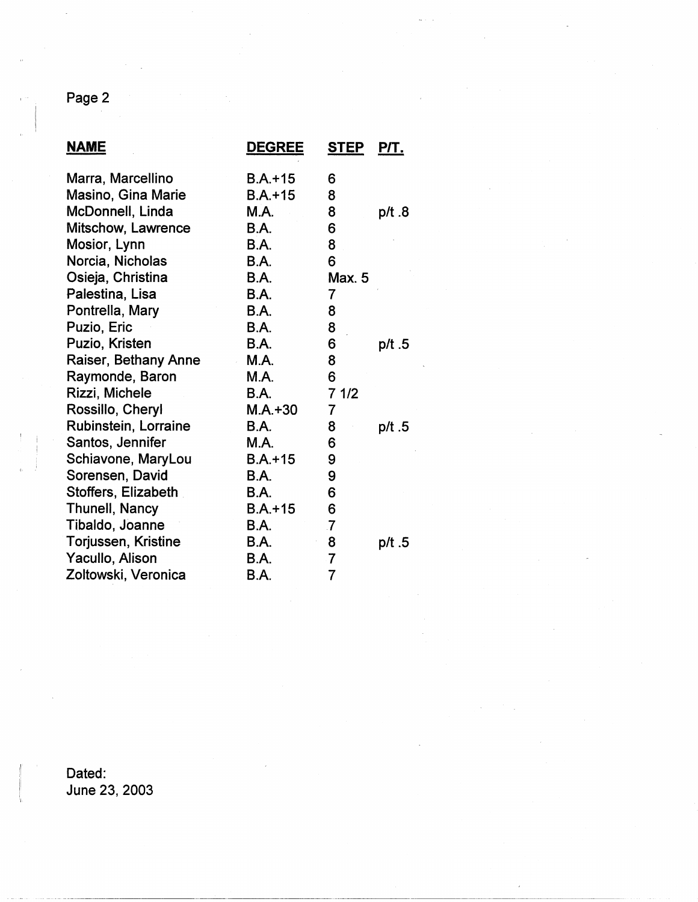| NAME | DEGREE | STEP | P/T. |
| --- | --- | --- | --- |
| Marra, Marcellino | B.A.+15 | 6 | |
| Masino, Gina Marie | B.A.+15 | 8 | |
| McDonnell, Linda | M.A. | 8 | p/t .8 |
| Mitschow, Lawrence | B.A. | 6 | |
| Mosior, Lynn | B.A. | 8 | |
| Norcia, Nicholas | B.A. | 6 | |
| Osieja, Christina | B.A. | Max. 5 | |
| Palestina, Lisa | B.A. | 7 | |
| Pontrella, Mary | B.A. | 8 | |
| Puzio, Eric | B.A. | 8 | |
| Puzio, Kristen | B.A. | 6 | p/t .5 |
| Raiser, Bethany Anne | M.A. | 8 | |
| Raymonde, Baron | M.A. | 6 | |
| Rizzi, Michele | B.A. | 7 1/2 | |
| Rossillo, Cheryl | M.A.+30 | 7 | |
| Rubinstein, Lorraine | B.A. | 8 | p/t .5 |
| Santos, Jennifer | M.A. | 6 | |
| Schiavone, MaryLou | B.A.+15 | 9 | |
| Sorensen, David | B.A. | 9 | |
| Stoffers, Elizabeth | B.A. | 6 | |
| Thunell, Nancy | B.A.+15 | 6 | |
| Tibaldo, Joanne | B.A. | 7 | |
| Torjussen, Kristine | B.A. | 8 | p/t .5 |
| Yacullo, Alison | B.A. | 7 | |
| Zoltowski, Veronica | B.A. | 7 | |

Dated:
June 23, 2003